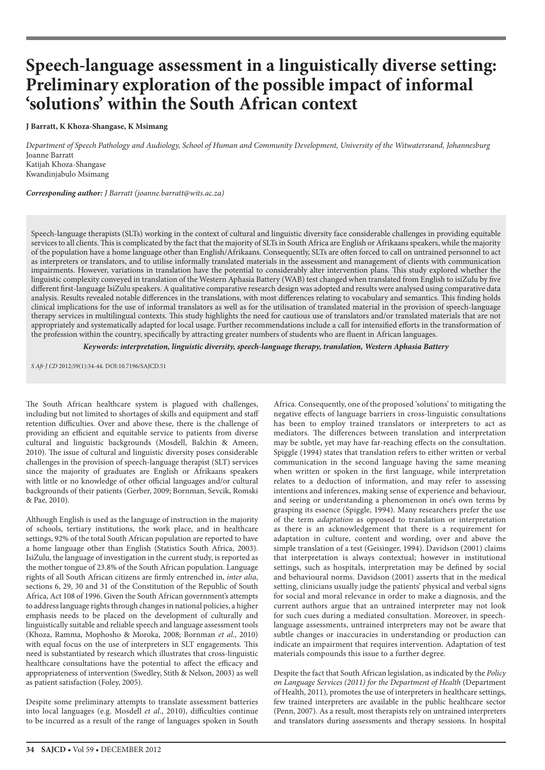# Speech-language assessment in a linguistically diverse setting: Preliminary exploration of the possible impact of informal 'solutions' within the South African context

**J Barratt, K Khoza-Shangase, K Msimang**

*Department of Speech Pathology and Audiology, School of Human and Community Development, University of the Witwatersrand, Johannesburg*
Joanne Barratt
Katijah Khoza-Shangase
Kwandinjabulo Msimang

***Corresponding author:** J Barratt (joanne.barratt@wits.ac.za)*

Speech-language therapists (SLTs) working in the context of cultural and linguistic diversity face considerable challenges in providing equitable services to all clients. This is complicated by the fact that the majority of SLTs in South Africa are English or Afrikaans speakers, while the majority of the population have a home language other than English/Afrikaans. Consequently, SLTs are often forced to call on untrained personnel to act as interpreters or translators, and to utilise informally translated materials in the assessment and management of clients with communication impairments. However, variations in translation have the potential to considerably alter intervention plans. This study explored whether the linguistic complexity conveyed in translation of the Western Aphasia Battery (WAB) test changed when translated from English to isiZulu by five different first-language IsiZulu speakers. A qualitative comparative research design was adopted and results were analysed using comparative data analysis. Results revealed notable differences in the translations, with most differences relating to vocabulary and semantics. This finding holds clinical implications for the use of informal translators as well as for the utilisation of translated material in the provision of speech-language therapy services in multilingual contexts. This study highlights the need for cautious use of translators and/or translated materials that are not appropriately and systematically adapted for local usage. Further recommendations include a call for intensified efforts in the transformation of the profession within the country, specifically by attracting greater numbers of students who are fluent in African languages.

***Keywords: interpretation, linguistic diversity, speech-language therapy, translation, Western Aphasia Battery***

*S Afr J CD* 2012;59(1):34-44. DOI:10.7196/SAJCD.51

The South African healthcare system is plagued with challenges, including but not limited to shortages of skills and equipment and staff retention difficulties. Over and above these, there is the challenge of providing an efficient and equitable service to patients from diverse cultural and linguistic backgrounds (Mosdell, Balchin & Ameen, 2010). The issue of cultural and linguistic diversity poses considerable challenges in the provision of speech-language therapist (SLT) services since the majority of graduates are English or Afrikaans speakers with little or no knowledge of other official languages and/or cultural backgrounds of their patients (Gerber, 2009; Bornman, Sevcik, Romski & Pae, 2010).

Although English is used as the language of instruction in the majority of schools, tertiary institutions, the work place, and in healthcare settings, 92% of the total South African population are reported to have a home language other than English (Statistics South Africa, 2003). IsiZulu, the language of investigation in the current study, is reported as the mother tongue of 23.8% of the South African population. Language rights of all South African citizens are firmly entrenched in, *inter alia*, sections 6, 29, 30 and 31 of the Constitution of the Republic of South Africa, Act 108 of 1996. Given the South African government's attempts to address language rights through changes in national policies, a higher emphasis needs to be placed on the development of culturally and linguistically suitable and reliable speech and language assessment tools (Khoza, Ramma, Mophosho & Moroka, 2008; Bornman *et al*., 2010) with equal focus on the use of interpreters in SLT engagements. This need is substantiated by research which illustrates that cross-linguistic healthcare consultations have the potential to affect the efficacy and appropriateness of intervention (Swedley, Stith & Nelson, 2003) as well as patient satisfaction (Foley, 2005).

Despite some preliminary attempts to translate assessment batteries into local languages (e.g. Mosdell *et al*., 2010), difficulties continue to be incurred as a result of the range of languages spoken in South Africa. Consequently, one of the proposed 'solutions' to mitigating the negative effects of language barriers in cross-linguistic consultations has been to employ trained translators or interpreters to act as mediators. The differences between translation and interpretation may be subtle, yet may have far-reaching effects on the consultation. Spiggle (1994) states that translation refers to either written or verbal communication in the second language having the same meaning when written or spoken in the first language, while interpretation relates to a deduction of information, and may refer to assessing intentions and inferences, making sense of experience and behaviour, and seeing or understanding a phenomenon in one's own terms by grasping its essence (Spiggle, 1994). Many researchers prefer the use of the term *adaptation* as opposed to translation or interpretation as there is an acknowledgement that there is a requirement for adaptation in culture, content and wording, over and above the simple translation of a test (Geisinger, 1994). Davidson (2001) claims that interpretation is always contextual; however in institutional settings, such as hospitals, interpretation may be defined by social and behavioural norms. Davidson (2001) asserts that in the medical setting, clinicians usually judge the patients' physical and verbal signs for social and moral relevance in order to make a diagnosis, and the current authors argue that an untrained interpreter may not look for such cues during a mediated consultation. Moreover, in speech-language assessments, untrained interpreters may not be aware that subtle changes or inaccuracies in understanding or production can indicate an impairment that requires intervention. Adaptation of test materials compounds this issue to a further degree.

Despite the fact that South African legislation, as indicated by the *Policy on Language Services (2011) for the Department of Health* (Department of Health, 2011), promotes the use of interpreters in healthcare settings, few trained interpreters are available in the public healthcare sector (Penn, 2007). As a result, most therapists rely on untrained interpreters and translators during assessments and therapy sessions. In hospital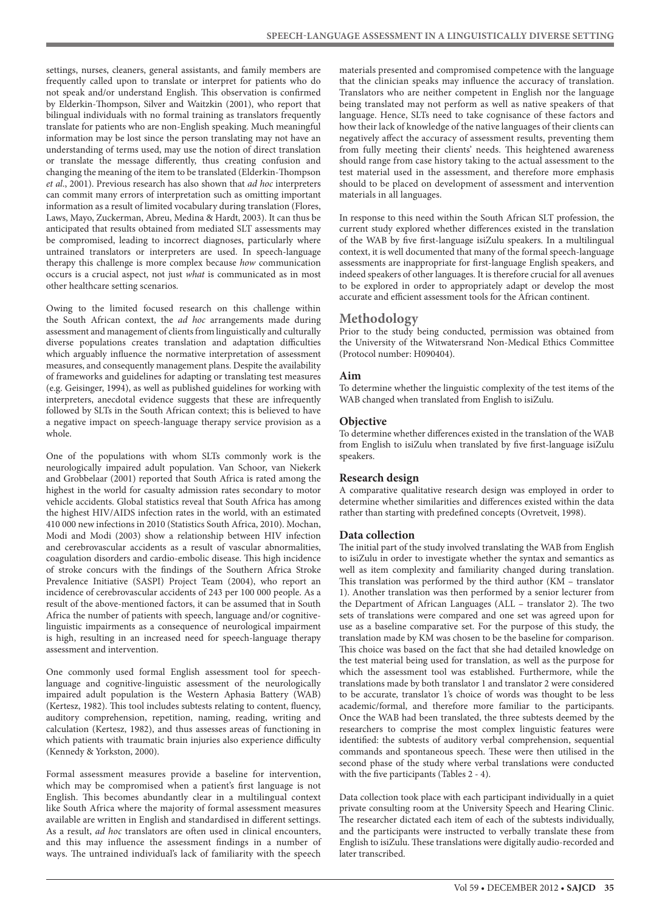settings, nurses, cleaners, general assistants, and family members are frequently called upon to translate or interpret for patients who do not speak and/or understand English. This observation is confirmed by Elderkin-Thompson, Silver and Waitzkin (2001), who report that bilingual individuals with no formal training as translators frequently translate for patients who are non-English speaking. Much meaningful information may be lost since the person translating may not have an understanding of terms used, may use the notion of direct translation or translate the message differently, thus creating confusion and changing the meaning of the item to be translated (Elderkin-Thompson *et al.*, 2001). Previous research has also shown that *ad hoc* interpreters can commit many errors of interpretation such as omitting important information as a result of limited vocabulary during translation (Flores, Laws, Mayo, Zuckerman, Abreu, Medina & Hardt, 2003). It can thus be anticipated that results obtained from mediated SLT assessments may be compromised, leading to incorrect diagnoses, particularly where untrained translators or interpreters are used. In speech-language therapy this challenge is more complex because *how* communication occurs is a crucial aspect, not just *what* is communicated as in most other healthcare setting scenarios.

Owing to the limited focused research on this challenge within the South African context, the *ad hoc* arrangements made during assessment and management of clients from linguistically and culturally diverse populations creates translation and adaptation difficulties which arguably influence the normative interpretation of assessment measures, and consequently management plans. Despite the availability of frameworks and guidelines for adapting or translating test measures (e.g. Geisinger, 1994), as well as published guidelines for working with interpreters, anecdotal evidence suggests that these are infrequently followed by SLTs in the South African context; this is believed to have a negative impact on speech-language therapy service provision as a whole.

One of the populations with whom SLTs commonly work is the neurologically impaired adult population. Van Schoor, van Niekerk and Grobbelaar (2001) reported that South Africa is rated among the highest in the world for casualty admission rates secondary to motor vehicle accidents. Global statistics reveal that South Africa has among the highest HIV/AIDS infection rates in the world, with an estimated 410 000 new infections in 2010 (Statistics South Africa, 2010). Mochan, Modi and Modi (2003) show a relationship between HIV infection and cerebrovascular accidents as a result of vascular abnormalities, coagulation disorders and cardio-embolic disease. This high incidence of stroke concurs with the findings of the Southern Africa Stroke Prevalence Initiative (SASPI) Project Team (2004), who report an incidence of cerebrovascular accidents of 243 per 100 000 people. As a result of the above-mentioned factors, it can be assumed that in South Africa the number of patients with speech, language and/or cognitive-linguistic impairments as a consequence of neurological impairment is high, resulting in an increased need for speech-language therapy assessment and intervention.

One commonly used formal English assessment tool for speech-language and cognitive-linguistic assessment of the neurologically impaired adult population is the Western Aphasia Battery (WAB) (Kertesz, 1982). This tool includes subtests relating to content, fluency, auditory comprehension, repetition, naming, reading, writing and calculation (Kertesz, 1982), and thus assesses areas of functioning in which patients with traumatic brain injuries also experience difficulty (Kennedy & Yorkston, 2000).

Formal assessment measures provide a baseline for intervention, which may be compromised when a patient's first language is not English. This becomes abundantly clear in a multilingual context like South Africa where the majority of formal assessment measures available are written in English and standardised in different settings. As a result, *ad hoc* translators are often used in clinical encounters, and this may influence the assessment findings in a number of ways. The untrained individual's lack of familiarity with the speech materials presented and compromised competence with the language that the clinician speaks may influence the accuracy of translation. Translators who are neither competent in English nor the language being translated may not perform as well as native speakers of that language. Hence, SLTs need to take cognisance of these factors and how their lack of knowledge of the native languages of their clients can negatively affect the accuracy of assessment results, preventing them from fully meeting their clients' needs. This heightened awareness should range from case history taking to the actual assessment to the test material used in the assessment, and therefore more emphasis should to be placed on development of assessment and intervention materials in all languages.

In response to this need within the South African SLT profession, the current study explored whether differences existed in the translation of the WAB by five first-language isiZulu speakers. In a multilingual context, it is well documented that many of the formal speech-language assessments are inappropriate for first-language English speakers, and indeed speakers of other languages. It is therefore crucial for all avenues to be explored in order to appropriately adapt or develop the most accurate and efficient assessment tools for the African continent.

## Methodology

Prior to the study being conducted, permission was obtained from the University of the Witwatersrand Non-Medical Ethics Committee (Protocol number: H090404).

### Aim

To determine whether the linguistic complexity of the test items of the WAB changed when translated from English to isiZulu.

### Objective

To determine whether differences existed in the translation of the WAB from English to isiZulu when translated by five first-language isiZulu speakers.

### Research design

A comparative qualitative research design was employed in order to determine whether similarities and differences existed within the data rather than starting with predefined concepts (Ovretveit, 1998).

### Data collection

The initial part of the study involved translating the WAB from English to isiZulu in order to investigate whether the syntax and semantics as well as item complexity and familiarity changed during translation. This translation was performed by the third author (KM – translator 1). Another translation was then performed by a senior lecturer from the Department of African Languages (ALL – translator 2). The two sets of translations were compared and one set was agreed upon for use as a baseline comparative set. For the purpose of this study, the translation made by KM was chosen to be the baseline for comparison. This choice was based on the fact that she had detailed knowledge on the test material being used for translation, as well as the purpose for which the assessment tool was established. Furthermore, while the translations made by both translator 1 and translator 2 were considered to be accurate, translator 1's choice of words was thought to be less academic/formal, and therefore more familiar to the participants. Once the WAB had been translated, the three subtests deemed by the researchers to comprise the most complex linguistic features were identified: the subtests of auditory verbal comprehension, sequential commands and spontaneous speech. These were then utilised in the second phase of the study where verbal translations were conducted with the five participants (Tables 2 - 4).

Data collection took place with each participant individually in a quiet private consulting room at the University Speech and Hearing Clinic. The researcher dictated each item of each of the subtests individually, and the participants were instructed to verbally translate these from English to isiZulu. These translations were digitally audio-recorded and later transcribed.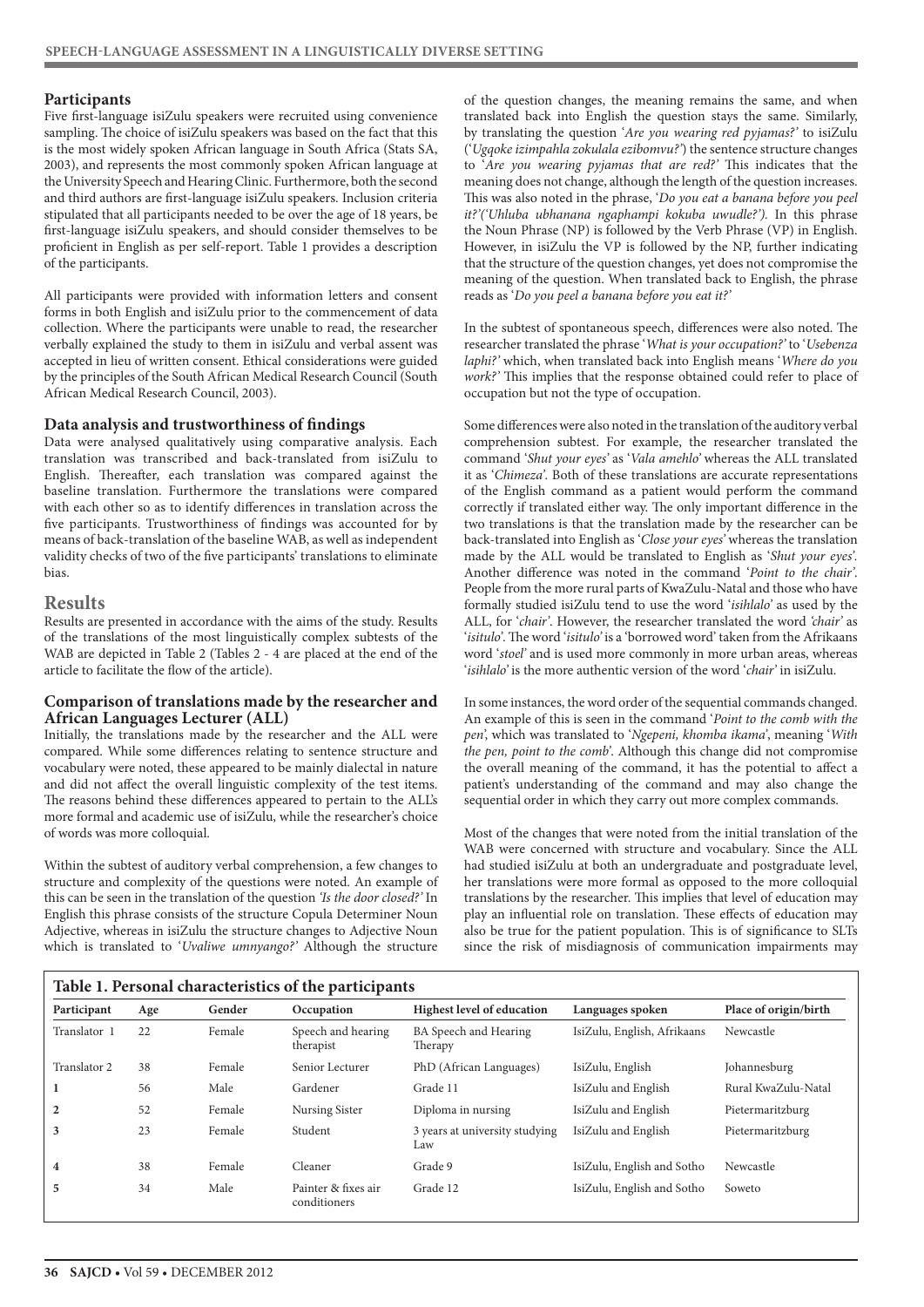### Participants

Five first-language isiZulu speakers were recruited using convenience sampling. The choice of isiZulu speakers was based on the fact that this is the most widely spoken African language in South Africa (Stats SA, 2003), and represents the most commonly spoken African language at the University Speech and Hearing Clinic. Furthermore, both the second and third authors are first-language isiZulu speakers. Inclusion criteria stipulated that all participants needed to be over the age of 18 years, be first-language isiZulu speakers, and should consider themselves to be proficient in English as per self-report. Table 1 provides a description of the participants.

All participants were provided with information letters and consent forms in both English and isiZulu prior to the commencement of data collection. Where the participants were unable to read, the researcher verbally explained the study to them in isiZulu and verbal assent was accepted in lieu of written consent. Ethical considerations were guided by the principles of the South African Medical Research Council (South African Medical Research Council, 2003).

### Data analysis and trustworthiness of findings

Data were analysed qualitatively using comparative analysis. Each translation was transcribed and back-translated from isiZulu to English. Thereafter, each translation was compared against the baseline translation. Furthermore the translations were compared with each other so as to identify differences in translation across the five participants. Trustworthiness of findings was accounted for by means of back-translation of the baseline WAB, as well as independent validity checks of two of the five participants' translations to eliminate bias.

## Results

Results are presented in accordance with the aims of the study. Results of the translations of the most linguistically complex subtests of the WAB are depicted in Table 2 (Tables 2 - 4 are placed at the end of the article to facilitate the flow of the article).

### Comparison of translations made by the researcher and African Languages Lecturer (ALL)

Initially, the translations made by the researcher and the ALL were compared. While some differences relating to sentence structure and vocabulary were noted, these appeared to be mainly dialectal in nature and did not affect the overall linguistic complexity of the test items. The reasons behind these differences appeared to pertain to the ALL's more formal and academic use of isiZulu, while the researcher's choice of words was more colloquial.

Within the subtest of auditory verbal comprehension, a few changes to structure and complexity of the questions were noted. An example of this can be seen in the translation of the question *'Is the door closed?'* In English this phrase consists of the structure Copula Determiner Noun Adjective, whereas in isiZulu the structure changes to Adjective Noun which is translated to '*Uvaliwe umnyango?*' Although the structure of the question changes, the meaning remains the same, and when translated back into English the question stays the same. Similarly, by translating the question '*Are you wearing red pyjamas?*' to isiZulu ('*Ugqoke izimpahla zokulala ezibomvu?*') the sentence structure changes to '*Are you wearing pyjamas that are red?*' This indicates that the meaning does not change, although the length of the question increases. This was also noted in the phrase, '*Do you eat a banana before you peel it?*'(*'Uhluba ubhanana ngaphampi kokuba uwudle?'*). In this phrase the Noun Phrase (NP) is followed by the Verb Phrase (VP) in English. However, in isiZulu the VP is followed by the NP, further indicating that the structure of the question changes, yet does not compromise the meaning of the question. When translated back to English, the phrase reads as '*Do you peel a banana before you eat it?*'

In the subtest of spontaneous speech, differences were also noted. The researcher translated the phrase '*What is your occupation?*' to '*Usebenza laphi?*' which, when translated back into English means '*Where do you work?*' This implies that the response obtained could refer to place of occupation but not the type of occupation.

Some differences were also noted in the translation of the auditory verbal comprehension subtest. For example, the researcher translated the command '*Shut your eyes*' as '*Vala amehlo*' whereas the ALL translated it as '*Chimeza*'. Both of these translations are accurate representations of the English command as a patient would perform the command correctly if translated either way. The only important difference in the two translations is that the translation made by the researcher can be back-translated into English as '*Close your eyes*' whereas the translation made by the ALL would be translated to English as '*Shut your eyes*'. Another difference was noted in the command '*Point to the chair*'. People from the more rural parts of KwaZulu-Natal and those who have formally studied isiZulu tend to use the word '*isihlalo*' as used by the ALL, for '*chair*'. However, the researcher translated the word *'chair'* as '*isitulo*'. The word '*isitulo*' is a 'borrowed word' taken from the Afrikaans word '*stoel*' and is used more commonly in more urban areas, whereas '*isihlalo*' is the more authentic version of the word '*chair*' in isiZulu.

In some instances, the word order of the sequential commands changed. An example of this is seen in the command '*Point to the comb with the pen*', which was translated to '*Ngepeni, khomba ikama*', meaning '*With the pen, point to the comb*'. Although this change did not compromise the overall meaning of the command, it has the potential to affect a patient's understanding of the command and may also change the sequential order in which they carry out more complex commands.

Most of the changes that were noted from the initial translation of the WAB were concerned with structure and vocabulary. Since the ALL had studied isiZulu at both an undergraduate and postgraduate level, her translations were more formal as opposed to the more colloquial translations by the researcher. This implies that level of education may play an influential role on translation. These effects of education may also be true for the patient population. This is of significance to SLTs since the risk of misdiagnosis of communication impairments may

**Table 1. Personal characteristics of the participants**

| Participant | Age | Gender | Occupation | Highest level of education | Languages spoken | Place of origin/birth |
|---|---|---|---|---|---|---|
| Translator 1 | 22 | Female | Speech and hearing therapist | BA Speech and Hearing Therapy | IsiZulu, English, Afrikaans | Newcastle |
| Translator 2 | 38 | Female | Senior Lecturer | PhD (African Languages) | IsiZulu, English | Johannesburg |
| **1** | 56 | Male | Gardener | Grade 11 | IsiZulu and English | Rural KwaZulu-Natal |
| **2** | 52 | Female | Nursing Sister | Diploma in nursing | IsiZulu and English | Pietermaritzburg |
| **3** | 23 | Female | Student | 3 years at university studying Law | IsiZulu and English | Pietermaritzburg |
| **4** | 38 | Female | Cleaner | Grade 9 | IsiZulu, English and Sotho | Newcastle |
| **5** | 34 | Male | Painter & fixes air conditioners | Grade 12 | IsiZulu, English and Sotho | Soweto |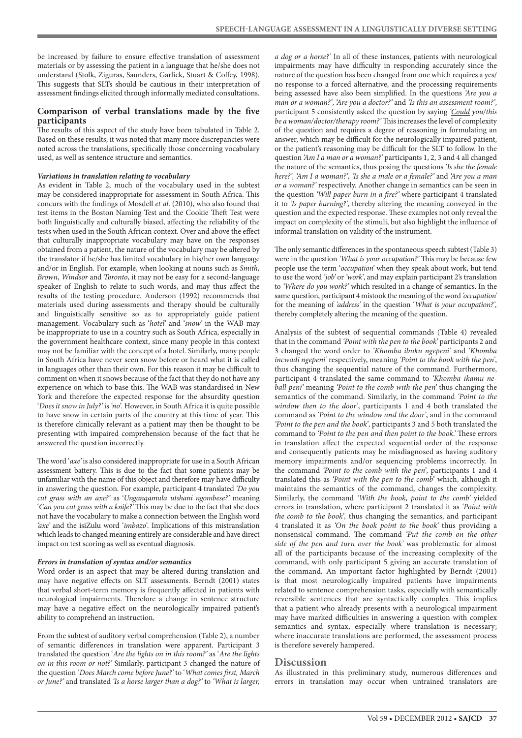be increased by failure to ensure effective translation of assessment materials or by assessing the patient in a language that he/she does not understand (Stolk, Ziguras, Saunders, Garlick, Stuart & Coffey, 1998). This suggests that SLTs should be cautious in their interpretation of assessment findings elicited through informally mediated consultations.

### Comparison of verbal translations made by the five participants

The results of this aspect of the study have been tabulated in Table 2. Based on these results, it was noted that many more discrepancies were noted across the translations, specifically those concerning vocabulary used, as well as sentence structure and semantics.

#### *Variations in translation relating to vocabulary*

As evident in Table 2, much of the vocabulary used in the subtest may be considered inappropriate for assessment in South Africa. This concurs with the findings of Mosdell *et al*. (2010), who also found that test items in the Boston Naming Test and the Cookie Theft Test were both linguistically and culturally biased, affecting the reliability of the tests when used in the South African context. Over and above the effect that culturally inappropriate vocabulary may have on the responses obtained from a patient, the nature of the vocabulary may be altered by the translator if he/she has limited vocabulary in his/her own language and/or in English. For example, when looking at nouns such as *Smith, Brown*, *Windsor* and *Toronto*, it may not be easy for a second-language speaker of English to relate to such words, and may thus affect the results of the testing procedure. Anderson (1992) recommends that materials used during assessments and therapy should be culturally and linguistically sensitive so as to appropriately guide patient management. Vocabulary such as '*hotel*' and '*snow*' in the WAB may be inappropriate to use in a country such as South Africa, especially in the government healthcare context, since many people in this context may not be familiar with the concept of a hotel. Similarly, many people in South Africa have never seen snow before or heard what it is called in languages other than their own. For this reason it may be difficult to comment on when it snows because of the fact that they do not have any experience on which to base this. The WAB was standardised in New York and therefore the expected response for the absurdity question '*Does it snow in July?*' is *'no*'. However, in South Africa it is quite possible to have snow in certain parts of the country at this time of year. This is therefore clinically relevant as a patient may then be thought to be presenting with impaired comprehension because of the fact that he answered the question incorrectly.

The word '*axe*' is also considered inappropriate for use in a South African assessment battery. This is due to the fact that some patients may be unfamiliar with the name of this object and therefore may have difficulty in answering the question. For example, participant 4 translated *'Do you cut grass with an axe?'* as '*Unganqamula utshani ngombese?'* meaning '*Can you cut grass with a knife?'* This may be due to the fact that she does not have the vocabulary to make a connection between the English word *'axe*' and the isiZulu word '*imbazo*'. Implications of this mistranslation which leads to changed meaning entirely are considerable and have direct impact on test scoring as well as eventual diagnosis.

#### *Errors in translation of syntax and/or semantics*

Word order is an aspect that may be altered during translation and may have negative effects on SLT assessments. Berndt (2001) states that verbal short-term memory is frequently affected in patients with neurological impairments. Therefore a change in sentence structure may have a negative effect on the neurologically impaired patient's ability to comprehend an instruction.

From the subtest of auditory verbal comprehension (Table 2), a number of semantic differences in translation were apparent. Participant 3 translated the question '*Are the lights on in this room?'* as '*Are the lights on in this room or not?'* Similarly, participant 3 changed the nature of the question '*Does March come before June?'* to '*What comes first, March or June?'* and translated *'Is a horse larger than a dog?'* to *'What is larger, a dog or a horse?'* In all of these instances, patients with neurological impairments may have difficulty in responding accurately since the nature of the question has been changed from one which requires a yes/no response to a forced alternative, and the processing requirements being assessed have also been simplified. In the questions *'Are you a man or a woman?'*, *'Are you a doctor?'* and *'Is this an assessment room?'*, participant 5 consistently asked the question by saying *'Could you/this be a woman/doctor/therapy room?'* This increases the level of complexity of the question and requires a degree of reasoning in formulating an answer, which may be difficult for the neurologically impaired patient, or the patient's reasoning may be difficult for the SLT to follow. In the question *'Am I a man or a woman?'* participants 1, 2, 3 and 4 all changed the nature of the semantics, thus posing the questions *'Is she the female here?', 'Am I a woman?', 'Is she a male or a female?'* and *'Are you a man or a woman?'* respectively. Another change in semantics can be seen in the question *'Will paper burn in a fire?'* where participant 4 translated it to *'Is paper burning?'*, thereby altering the meaning conveyed in the question and the expected response. These examples not only reveal the impact on complexity of the stimuli, but also highlight the influence of informal translation on validity of the instrument.

The only semantic differences in the spontaneous speech subtest (Table 3) were in the question *'What is your occupation?'* This may be because few people use the term '*occupation*' when they speak about work, but tend to use the word *'job'* or *'work'*, and may explain participant 2's translation to *'Where do you work?'* which resulted in a change of semantics. In the same question, participant 4 mistook the meaning of the word *'occupation'* for the meaning of *'address*' in the question '*What is your occupation?',* thereby completely altering the meaning of the question.

Analysis of the subtest of sequential commands (Table 4) revealed that in the command *'Point with the pen to the book'* participants 2 and 3 changed the word order to *'Khomba ibuku ngepeni'* and *'Khomba incwadi ngepeni'* respectively, meaning *'Point to the book with the pen*', thus changing the sequential nature of the command. Furthermore, participant 4 translated the same command to *'Khomba ikamu neball peni'* meaning *'Point to the comb with the pen*' thus changing the semantics of the command. Similarly, in the command *'Point to the window then to the door'*, participants 1 and 4 both translated the command as *'Point to the window and the door'*, and in the command *'Point to the pen and the book*', participants 3 and 5 both translated the command to *'Point to the pen and then point to the book.'* These errors in translation affect the expected sequential order of the response and consequently patients may be misdiagnosed as having auditory memory impairments and/or sequencing problems incorrectly. In the command *'Point to the comb with the pen*', participants 1 and 4 translated this as *'Point with the pen to the comb*' which, although it maintains the semantics of the command, changes the complexity. Similarly, the command *'With the book, point to the comb'* yielded errors in translation, where participant 2 translated it as *'Point with the comb to the book',* thus changing the semantics, and participant 4 translated it as *'On the book point to the book'* thus providing a nonsensical command. The command *'Put the comb on the other side of the pen and turn over the book'* was problematic for almost all of the participants because of the increasing complexity of the command, with only participant 5 giving an accurate translation of the command. An important factor highlighted by Berndt (2001) is that most neurologically impaired patients have impairments related to sentence comprehension tasks, especially with semantically reversible sentences that are syntactically complex. This implies that a patient who already presents with a neurological impairment may have marked difficulties in answering a question with complex semantics and syntax, especially where translation is necessary; where inaccurate translations are performed, the assessment process is therefore severely hampered.

## Discussion

As illustrated in this preliminary study, numerous differences and errors in translation may occur when untrained translators are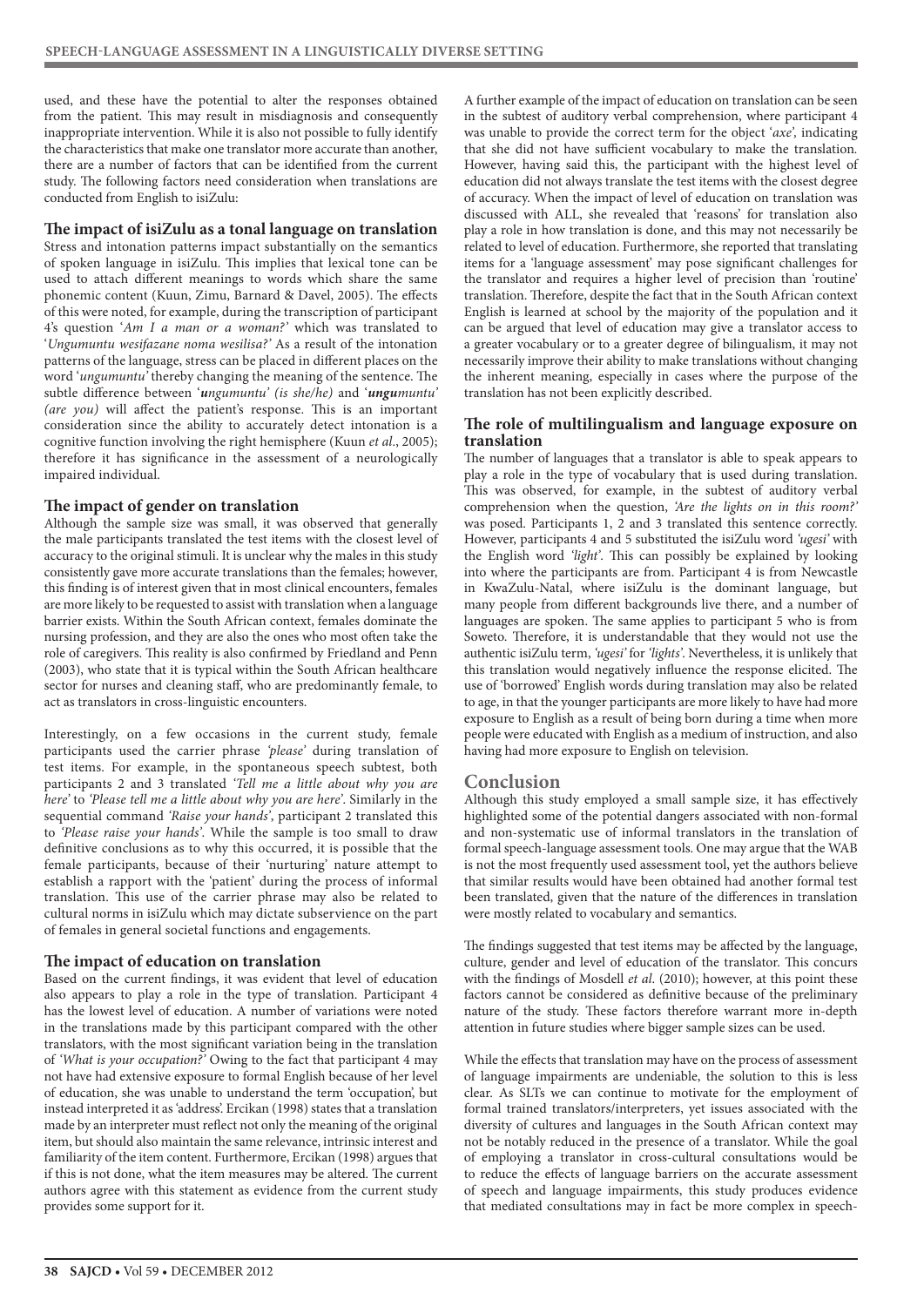used, and these have the potential to alter the responses obtained from the patient. This may result in misdiagnosis and consequently inappropriate intervention. While it is also not possible to fully identify the characteristics that make one translator more accurate than another, there are a number of factors that can be identified from the current study. The following factors need consideration when translations are conducted from English to isiZulu:

### The impact of isiZulu as a tonal language on translation

Stress and intonation patterns impact substantially on the semantics of spoken language in isiZulu. This implies that lexical tone can be used to attach different meanings to words which share the same phonemic content (Kuun, Zimu, Barnard & Davel, 2005). The effects of this were noted, for example, during the transcription of participant 4's question '*Am I a man or a woman?*' which was translated to '*Ungumuntu wesifazane noma wesilisa?*' As a result of the intonation patterns of the language, stress can be placed in different places on the word '*ungumuntu*' thereby changing the meaning of the sentence. The subtle difference between '***u**ngumuntu' (is she/he)* and '***ungu**muntu' (are you)* will affect the patient's response. This is an important consideration since the ability to accurately detect intonation is a cognitive function involving the right hemisphere (Kuun *et al*., 2005); therefore it has significance in the assessment of a neurologically impaired individual.

### The impact of gender on translation

Although the sample size was small, it was observed that generally the male participants translated the test items with the closest level of accuracy to the original stimuli. It is unclear why the males in this study consistently gave more accurate translations than the females; however, this finding is of interest given that in most clinical encounters, females are more likely to be requested to assist with translation when a language barrier exists. Within the South African context, females dominate the nursing profession, and they are also the ones who most often take the role of caregivers. This reality is also confirmed by Friedland and Penn (2003), who state that it is typical within the South African healthcare sector for nurses and cleaning staff, who are predominantly female, to act as translators in cross-linguistic encounters.

Interestingly, on a few occasions in the current study, female participants used the carrier phrase *'please'* during translation of test items. For example, in the spontaneous speech subtest, both participants 2 and 3 translated *'Tell me a little about why you are here'* to *'Please tell me a little about why you are here'*. Similarly in the sequential command *'Raise your hands'*, participant 2 translated this to *'Please raise your hands'*. While the sample is too small to draw definitive conclusions as to why this occurred, it is possible that the female participants, because of their 'nurturing' nature attempt to establish a rapport with the 'patient' during the process of informal translation. This use of the carrier phrase may also be related to cultural norms in isiZulu which may dictate subservience on the part of females in general societal functions and engagements.

### The impact of education on translation

Based on the current findings, it was evident that level of education also appears to play a role in the type of translation. Participant 4 has the lowest level of education. A number of variations were noted in the translations made by this participant compared with the other translators, with the most significant variation being in the translation of *'What is your occupation?'* Owing to the fact that participant 4 may not have had extensive exposure to formal English because of her level of education, she was unable to understand the term 'occupation', but instead interpreted it as 'address'. Ercikan (1998) states that a translation made by an interpreter must reflect not only the meaning of the original item, but should also maintain the same relevance, intrinsic interest and familiarity of the item content. Furthermore, Ercikan (1998) argues that if this is not done, what the item measures may be altered. The current authors agree with this statement as evidence from the current study provides some support for it.

A further example of the impact of education on translation can be seen in the subtest of auditory verbal comprehension, where participant 4 was unable to provide the correct term for the object '*axe*', indicating that she did not have sufficient vocabulary to make the translation. However, having said this, the participant with the highest level of education did not always translate the test items with the closest degree of accuracy. When the impact of level of education on translation was discussed with ALL, she revealed that 'reasons' for translation also play a role in how translation is done, and this may not necessarily be related to level of education. Furthermore, she reported that translating items for a 'language assessment' may pose significant challenges for the translator and requires a higher level of precision than 'routine' translation. Therefore, despite the fact that in the South African context English is learned at school by the majority of the population and it can be argued that level of education may give a translator access to a greater vocabulary or to a greater degree of bilingualism, it may not necessarily improve their ability to make translations without changing the inherent meaning, especially in cases where the purpose of the translation has not been explicitly described.

### The role of multilingualism and language exposure on translation

The number of languages that a translator is able to speak appears to play a role in the type of vocabulary that is used during translation. This was observed, for example, in the subtest of auditory verbal comprehension when the question, *'Are the lights on in this room?'* was posed. Participants 1, 2 and 3 translated this sentence correctly. However, participants 4 and 5 substituted the isiZulu word *'ugesi'* with the English word *'light'*. This can possibly be explained by looking into where the participants are from. Participant 4 is from Newcastle in KwaZulu-Natal, where isiZulu is the dominant language, but many people from different backgrounds live there, and a number of languages are spoken. The same applies to participant 5 who is from Soweto. Therefore, it is understandable that they would not use the authentic isiZulu term, *'ugesi'* for *'lights'*. Nevertheless, it is unlikely that this translation would negatively influence the response elicited. The use of 'borrowed' English words during translation may also be related to age, in that the younger participants are more likely to have had more exposure to English as a result of being born during a time when more people were educated with English as a medium of instruction, and also having had more exposure to English on television.

## Conclusion

Although this study employed a small sample size, it has effectively highlighted some of the potential dangers associated with non-formal and non-systematic use of informal translators in the translation of formal speech-language assessment tools. One may argue that the WAB is not the most frequently used assessment tool, yet the authors believe that similar results would have been obtained had another formal test been translated, given that the nature of the differences in translation were mostly related to vocabulary and semantics.

The findings suggested that test items may be affected by the language, culture, gender and level of education of the translator. This concurs with the findings of Mosdell *et al*. (2010); however, at this point these factors cannot be considered as definitive because of the preliminary nature of the study. These factors therefore warrant more in-depth attention in future studies where bigger sample sizes can be used.

While the effects that translation may have on the process of assessment of language impairments are undeniable, the solution to this is less clear. As SLTs we can continue to motivate for the employment of formal trained translators/interpreters, yet issues associated with the diversity of cultures and languages in the South African context may not be notably reduced in the presence of a translator. While the goal of employing a translator in cross-cultural consultations would be to reduce the effects of language barriers on the accurate assessment of speech and language impairments, this study produces evidence that mediated consultations may in fact be more complex in speech-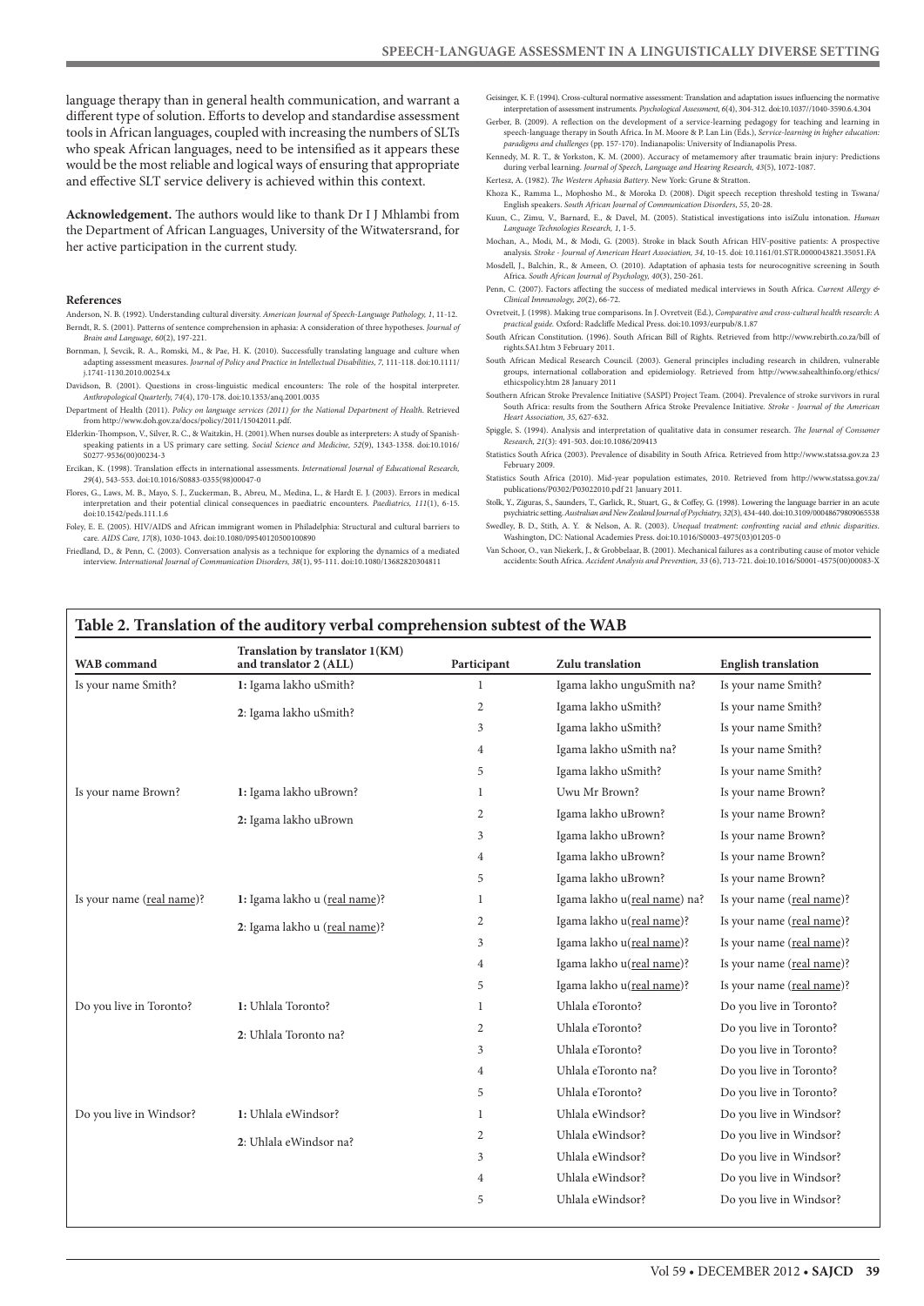language therapy than in general health communication, and warrant a different type of solution. Efforts to develop and standardise assessment tools in African languages, coupled with increasing the numbers of SLTs who speak African languages, need to be intensified as it appears these would be the most reliable and logical ways of ensuring that appropriate and effective SLT service delivery is achieved within this context.

**Acknowledgement.** The authors would like to thank Dr I J Mhlambi from the Department of African Languages, University of the Witwatersrand, for her active participation in the current study.

#### References

Anderson, N. B. (1992). Understanding cultural diversity. *American Journal of Speech-Language Pathology, 1*, 11-12.

Berndt, R. S. (2001). Patterns of sentence comprehension in aphasia: A consideration of three hypotheses. *Journal of Brain and Language, 60*(2), 197-221.

Bornman, J, Sevcik, R. A., Romski, M., & Pae, H. K. (2010). Successfully translating language and culture when adapting assessment measures. *Journal of Policy and Practice in Intellectual Disabilities, 7*, 111-118. doi:10.1111/j.1741-1130.2010.00254.x

Davidson, B. (2001). Questions in cross-linguistic medical encounters: The role of the hospital interpreter. *Anthropological Quarterly, 74*(4), 170-178. doi:10.1353/anq.2001.0035

Department of Health (2011). *Policy on language services (2011) for the National Department of Health*. Retrieved from http://www.doh.gov.za/docs/policy/2011/15042011.pdf.

Elderkin-Thompson, V., Silver, R. C., & Waitzkin, H. (2001).When nurses double as interpreters: A study of Spanish-speaking patients in a US primary care setting. *Social Science and Medicine, 52*(9), 1343-1358. doi:10.1016/S0277-9536(00)00234-3

Ercikan, K. (1998). Translation effects in international assessments. *International Journal of Educational Research, 29*(4), 543-553. doi:10.1016/S0883-0355(98)00047-0

Flores, G., Laws, M. B., Mayo, S. J., Zuckerman, B., Abreu, M., Medina, L., & Hardt E. J. (2003). Errors in medical interpretation and their potential clinical consequences in paediatric encounters. *Paediatrics, 111*(1), 6-15. doi:10.1542/peds.111.1.6

Foley, E. E. (2005). HIV/AIDS and African immigrant women in Philadelphia: Structural and cultural barriers to care. *AIDS Care, 17*(8), 1030-1043. doi:10.1080/09540120500100890

Friedland, D., & Penn, C. (2003). Conversation analysis as a technique for exploring the dynamics of a mediated interview. *International Journal of Communication Disorders, 38*(1), 95-111. doi:10.1080/13682820304811

Geisinger, K. F. (1994). Cross-cultural normative assessment: Translation and adaptation issues influencing the normative interpretation of assessment instruments. *Psychological Assessment, 6*(4), 304-312. doi:10.1037//1040-3590.6.4.304

Gerber, B. (2009). A reflection on the development of a service-learning pedagogy for teaching and learning in speech-language therapy in South Africa. In M. Moore & P. Lan Lin (Eds.), *Service-learning in higher education: paradigms and challenges* (pp. 157-170). Indianapolis: University of Indianapolis Press.

Kennedy, M. R. T., & Yorkston, K. M. (2000). Accuracy of metamemory after traumatic brain injury: Predictions during verbal learning. *Journal of Speech, Language and Hearing Research, 43*(5), 1072-1087.

Kertesz, A. (1982). *The Western Aphasia Battery*. New York: Grune & Stratton.

Khoza K., Ramma L., Mophosho M., & Moroka D. (2008). Digit speech reception threshold testing in Tswana/English speakers. *South African Journal of Communication Disorders, 55*, 20-28.

Kuun, C., Zimu, V., Barnard, E., & Davel, M. (2005). Statistical investigations into isiZulu intonation. *Human Language Technologies Research, 1*, 1-5.

Mochan, A., Modi, M., & Modi, G. (2003). Stroke in black South African HIV-positive patients: A prospective analysis. *Stroke - Journal of American Heart Association, 34*, 10-15. doi: 10.1161/01.STR.0000043821.35051.FA

Mosdell, J., Balchin, R., & Ameen, O. (2010). Adaptation of aphasia tests for neurocognitive screening in South Africa. *South African Journal of Psychology, 40*(3), 250-261.

Penn, C. (2007). Factors affecting the success of mediated medical interviews in South Africa. *Current Allergy & Clinical Immunology, 20*(2), 66-72.

Ovretveit, J. (1998). Making true comparisons. In J. Ovretveit (Ed.), *Comparative and cross-cultural health research: A practical guide.* Oxford: Radcliffe Medical Press. doi:10.1093/eurpub/8.1.87

South African Constitution. (1996). South African Bill of Rights. Retrieved from http://www.rebirth.co.za/bill of rights.SA1.htm 3 February 2011.

South African Medical Research Council. (2003). General principles including research in children, vulnerable groups, international collaboration and epidemiology. Retrieved from http://www.sahealthinfo.org/ethics/ethicspolicy.htm 28 January 2011

Southern African Stroke Prevalence Initiative (SASPI) Project Team. (2004). Prevalence of stroke survivors in rural South Africa: results from the Southern Africa Stroke Prevalence Initiative. *Stroke - Journal of the American Heart Association, 35*, 627-632.

Spiggle, S. (1994). Analysis and interpretation of qualitative data in consumer research. *The Journal of Consumer Research, 21*(3): 491-503. doi:10.1086/209413

Statistics South Africa (2003). Prevalence of disability in South Africa. Retrieved from http://www.statssa.gov.za 23 February 2009.

Statistics South Africa (2010). Mid-year population estimates, 2010. Retrieved from http://www.statssa.gov.za/publications/P0302/P03022010.pdf 21 January 2011.

Stolk, Y., Ziguras, S., Saunders, T., Garlick, R., Stuart, G., & Coffey, G. (1998). Lowering the language barrier in an acute psychiatric setting. *Australian and New Zealand Journal of Psychiatry, 32*(3), 434-440. doi:10.3109/00048679809065538

Swedley, B. D., Stith, A. Y. & Nelson, A. R. (2003). *Unequal treatment: confronting racial and ethnic disparities.* Washington, DC: National Academies Press. doi:10.1016/S0003-4975(03)01205-0

Van Schoor, O., van Niekerk, J., & Grobbelaar, B. (2001). Mechanical failures as a contributing cause of motor vehicle accidents: South Africa. *Accident Analysis and Prevention, 33* (6), 713-721. doi:10.1016/S0001-4575(00)00083-X

**Table 2. Translation of the auditory verbal comprehension subtest of the WAB**

| WAB command | Translation by translator 1(KM) and translator 2 (ALL) | Participant | Zulu translation | English translation |
|---|---|---|---|---|
| Is your name Smith? | **1:** Igama lakho uSmith? | 1 | Igama lakho unguSmith na? | Is your name Smith? |
| | **2**: Igama lakho uSmith? | 2 | Igama lakho uSmith? | Is your name Smith? |
| | | 3 | Igama lakho uSmith? | Is your name Smith? |
| | | 4 | Igama lakho uSmith na? | Is your name Smith? |
| | | 5 | Igama lakho uSmith? | Is your name Smith? |
| Is your name Brown? | **1:** Igama lakho uBrown? | 1 | Uwu Mr Brown? | Is your name Brown? |
| | **2:** Igama lakho uBrown | 2 | Igama lakho uBrown? | Is your name Brown? |
| | | 3 | Igama lakho uBrown? | Is your name Brown? |
| | | 4 | Igama lakho uBrown? | Is your name Brown? |
| | | 5 | Igama lakho uBrown? | Is your name Brown? |
| Is your name (<u>real name</u>)? | **1:** Igama lakho u (<u>real name</u>)? | 1 | Igama lakho u(<u>real name</u>) na? | Is your name (<u>real name</u>)? |
| | **2**: Igama lakho u (<u>real name</u>)? | 2 | Igama lakho u(<u>real name</u>)? | Is your name (<u>real name</u>)? |
| | | 3 | Igama lakho u(<u>real name</u>)? | Is your name (<u>real name</u>)? |
| | | 4 | Igama lakho u(<u>real name</u>)? | Is your name (<u>real name</u>)? |
| | | 5 | Igama lakho u(<u>real name</u>)? | Is your name (<u>real name</u>)? |
| Do you live in Toronto? | **1:** Uhlala Toronto? | 1 | Uhlala eToronto? | Do you live in Toronto? |
| | **2**: Uhlala Toronto na? | 2 | Uhlala eToronto? | Do you live in Toronto? |
| | | 3 | Uhlala eToronto? | Do you live in Toronto? |
| | | 4 | Uhlala eToronto na? | Do you live in Toronto? |
| | | 5 | Uhlala eToronto? | Do you live in Toronto? |
| Do you live in Windsor? | **1:** Uhlala eWindsor? | 1 | Uhlala eWindsor? | Do you live in Windsor? |
| | **2**: Uhlala eWindsor na? | 2 | Uhlala eWindsor? | Do you live in Windsor? |
| | | 3 | Uhlala eWindsor? | Do you live in Windsor? |
| | | 4 | Uhlala eWindsor? | Do you live in Windsor? |
| | | 5 | Uhlala eWindsor? | Do you live in Windsor? |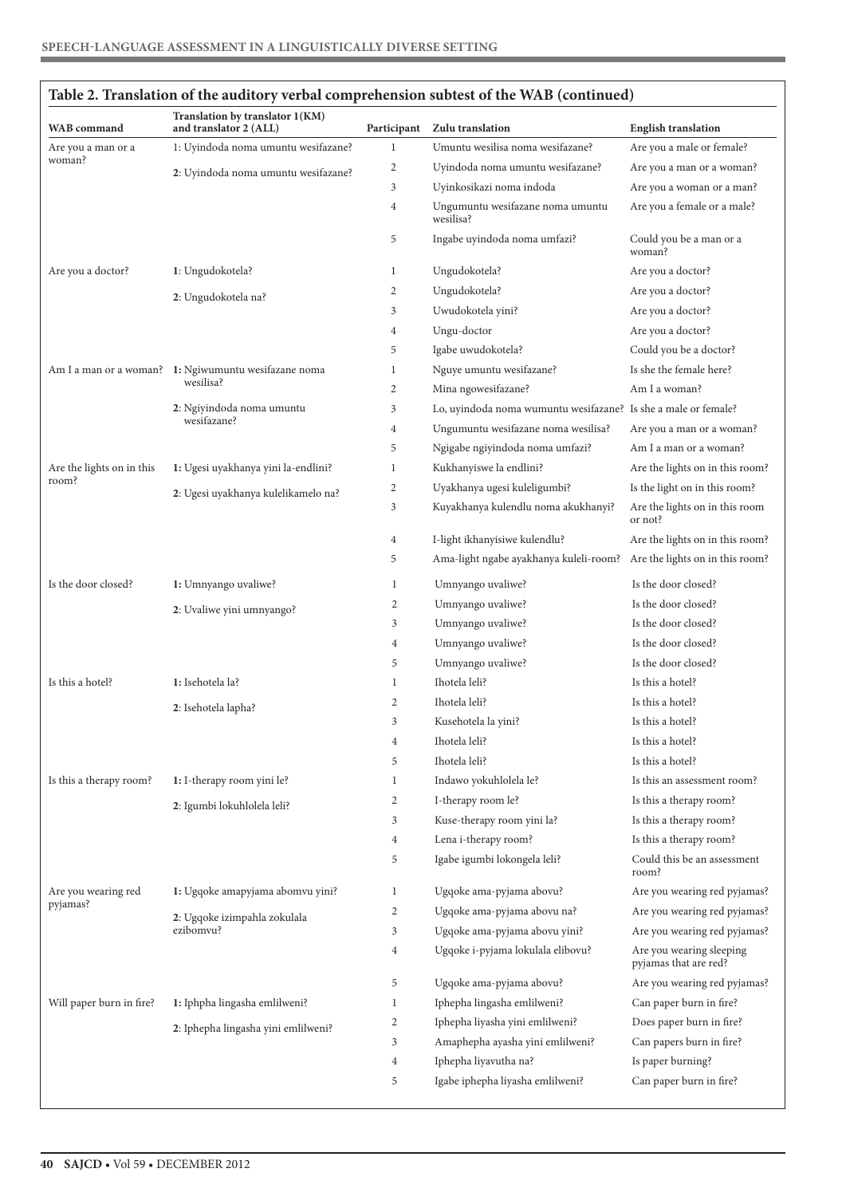## Table 2. Translation of the auditory verbal comprehension subtest of the WAB (continued)

| WAB command | Translation by translator 1(KM) and translator 2 (ALL) | Participant | Zulu translation | English translation |
|---|---|---|---|---|
| Are you a man or a woman? | 1: Uyindoda noma umuntu wesifazane? | 1 | Umuntu wesilisa noma wesifazane? | Are you a male or female? |
| | 2: Uyindoda noma umuntu wesifazane? | 2 | Uyindoda noma umuntu wesifazane? | Are you a man or a woman? |
| | | 3 | Uyinkosikazi noma indoda | Are you a woman or a man? |
| | | 4 | Ungumuntu wesifazane noma umuntu wesilisa? | Are you a female or a male? |
| | | 5 | Ingabe uyindoda noma umfazi? | Could you be a man or a woman? |
| Are you a doctor? | **1**: Ungudokotela? | 1 | Ungudokotela? | Are you a doctor? |
| | **2**: Ungudokotela na? | 2 | Ungudokotela? | Are you a doctor? |
| | | 3 | Uwudokotela yini? | Are you a doctor? |
| | | 4 | Ungu-doctor | Are you a doctor? |
| | | 5 | Igabe uwudokotela? | Could you be a doctor? |
| Am I a man or a woman? | **1:** Ngiwumuntu wesifazane noma wesilisa? | 1 | Nguye umuntu wesifazane? | Is she the female here? |
| | **2**: Ngiyindoda noma umuntu wesifazane? | 2 | Mina ngowesifazane? | Am I a woman? |
| | | 3 | Lo, uyindoda noma wumuntu wesifazane? | Is she a male or female? |
| | | 4 | Ungumuntu wesifazane noma wesilisa? | Are you a man or a woman? |
| | | 5 | Ngigabe ngiyindoda noma umfazi? | Am I a man or a woman? |
| Are the lights on in this room? | **1:** Ugesi uyakhanya yini la-endlini? | 1 | Kukhanyiswe la endlini? | Are the lights on in this room? |
| | **2**: Ugesi uyakhanya kulelikamelo na? | 2 | Uyakhanya ugesi kuleligumbi? | Is the light on in this room? |
| | | 3 | Kuyakhanya kulendlu noma akukhanyi? | Are the lights on in this room or not? |
| | | 4 | I-light ikhanyisiwe kulendlu? | Are the lights on in this room? |
| | | 5 | Ama-light ngabe ayakhanya kuleli-room? | Are the lights on in this room? |
| Is the door closed? | **1:** Umnyango uvaliwe? | 1 | Umnyango uvaliwe? | Is the door closed? |
| | **2**: Uvaliwe yini umnyango? | 2 | Umnyango uvaliwe? | Is the door closed? |
| | | 3 | Umnyango uvaliwe? | Is the door closed? |
| | | 4 | Umnyango uvaliwe? | Is the door closed? |
| | | 5 | Umnyango uvaliwe? | Is the door closed? |
| Is this a hotel? | **1:** Isehotela la? | 1 | Ihotela leli? | Is this a hotel? |
| | **2**: Isehotela lapha? | 2 | Ihotela leli? | Is this a hotel? |
| | | 3 | Kusehotela la yini? | Is this a hotel? |
| | | 4 | Ihotela leli? | Is this a hotel? |
| | | 5 | Ihotela leli? | Is this a hotel? |
| Is this a therapy room? | **1:** I-therapy room yini le? | 1 | Indawo yokuhlolela le? | Is this an assessment room? |
| | **2**: Igumbi lokuhlolela leli? | 2 | I-therapy room le? | Is this a therapy room? |
| | | 3 | Kuse-therapy room yini la? | Is this a therapy room? |
| | | 4 | Lena i-therapy room? | Is this a therapy room? |
| | | 5 | Igabe igumbi lokongela leli? | Could this be an assessment room? |
| Are you wearing red pyjamas? | **1:** Ugqoke amapyjama abomvu yini? | 1 | Ugqoke ama-pyjama abovu? | Are you wearing red pyjamas? |
| | **2**: Ugqoke izimpahla zokulala ezibomvu? | 2 | Ugqoke ama-pyjama abovu na? | Are you wearing red pyjamas? |
| | | 3 | Ugqoke ama-pyjama abovu yini? | Are you wearing red pyjamas? |
| | | 4 | Ugqoke i-pyjama lokulala elibovu? | Are you wearing sleeping pyjamas that are red? |
| | | 5 | Ugqoke ama-pyjama abovu? | Are you wearing red pyjamas? |
| Will paper burn in fire? | **1:** Iphpha lingasha emlilweni? | 1 | Iphepha lingasha emlilweni? | Can paper burn in fire? |
| | **2**: Iphepha lingasha yini emlilweni? | 2 | Iphepha liyasha yini emlilweni? | Does paper burn in fire? |
| | | 3 | Amaphepha ayasha yini emlilweni? | Can papers burn in fire? |
| | | 4 | Iphepha liyavutha na? | Is paper burning? |
| | | 5 | Igabe iphepha liyasha emlilweni? | Can paper burn in fire? |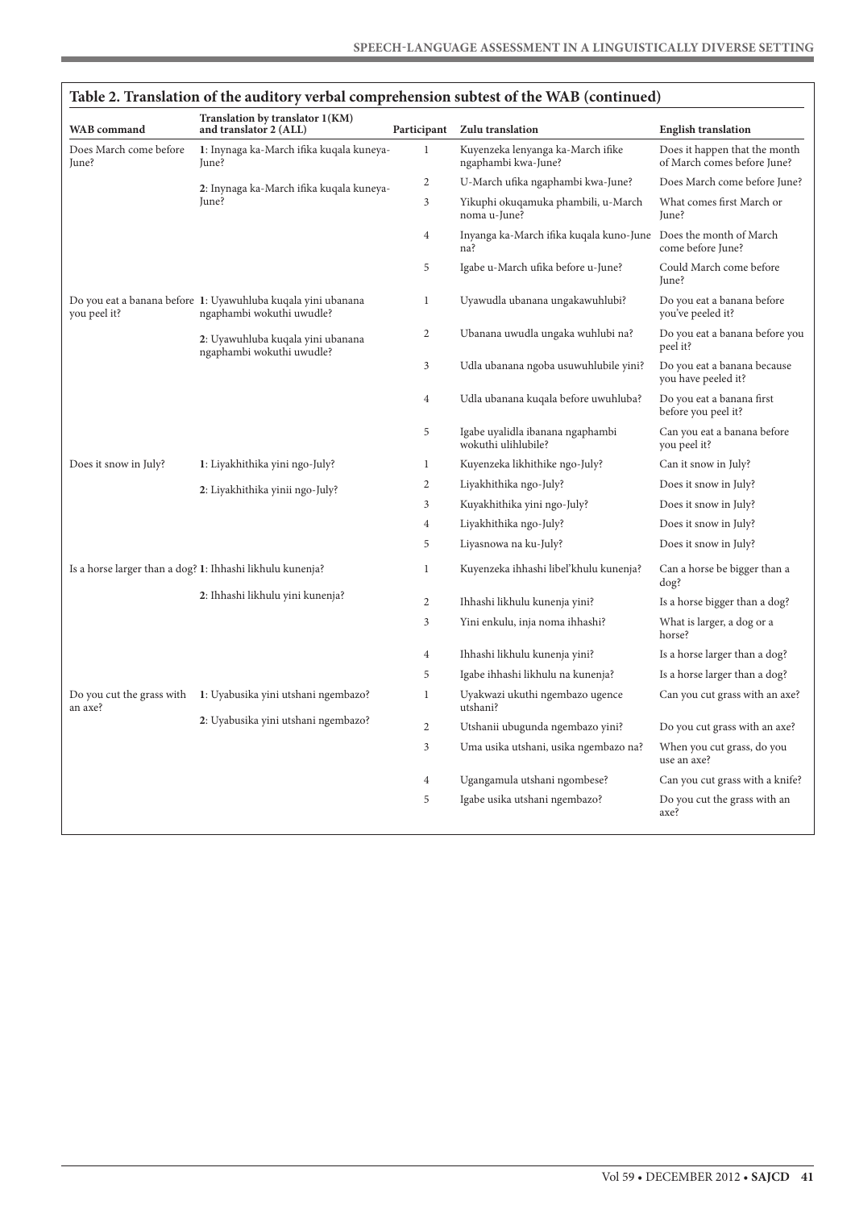**Table 2. Translation of the auditory verbal comprehension subtest of the WAB (continued)**

| WAB command | Translation by translator 1(KM) and translator 2 (ALL) | Participant | Zulu translation | English translation |
|---|---|---|---|---|
| Does March come before June? | **1**: Inynaga ka-March ifika kuqala kuneya-June? | 1 | Kuyenzeka lenyanga ka-March ifike ngaphambi kwa-June? | Does it happen that the month of March comes before June? |
| | **2**: Inynaga ka-March ifika kuqala kuneya-June? | 2 | U-March ufika ngaphambi kwa-June? | Does March come before June? |
| | | 3 | Yikuphi okuqamuka phambili, u-March noma u-June? | What comes first March or June? |
| | | 4 | Inyanga ka-March ifika kuqala kuno-June na? | Does the month of March come before June? |
| | | 5 | Igabe u-March ufika before u-June? | Could March come before June? |
| Do you eat a banana before you peel it? | **1**: Uyawuhluba kuqala yini ubanana ngaphambi wokuthi uwudle? | 1 | Uyawudla ubanana ungakawuhlubi? | Do you eat a banana before you've peeled it? |
| | **2**: Uyawuhluba kuqala yini ubanana ngaphambi wokuthi uwudle? | 2 | Ubanana uwudla ungaka wuhlubi na? | Do you eat a banana before you peel it? |
| | | 3 | Udla ubanana ngoba usuwuhlubile yini? | Do you eat a banana because you have peeled it? |
| | | 4 | Udla ubanana kuqala before uwuhluba? | Do you eat a banana first before you peel it? |
| | | 5 | Igabe uyalidla ibanana ngaphambi wokuthi ulihlubile? | Can you eat a banana before you peel it? |
| Does it snow in July? | **1**: Liyakhithika yini ngo-July? | 1 | Kuyenzeka likhithike ngo-July? | Can it snow in July? |
| | **2**: Liyakhithika yinii ngo-July? | 2 | Liyakhithika ngo-July? | Does it snow in July? |
| | | 3 | Kuyakhithika yini ngo-July? | Does it snow in July? |
| | | 4 | Liyakhithika ngo-July? | Does it snow in July? |
| | | 5 | Liyasnowa na ku-July? | Does it snow in July? |
| Is a horse larger than a dog? | **1**: Ihhashi likhulu kunenja? | 1 | Kuyenzeka ihhashi libel'khulu kunenja? | Can a horse be bigger than a dog? |
| | **2**: Ihhashi likhulu yini kunenja? | 2 | Ihhashi likhulu kunenja yini? | Is a horse bigger than a dog? |
| | | 3 | Yini enkulu, inja noma ihhashi? | What is larger, a dog or a horse? |
| | | 4 | Ihhashi likhulu kunenja yini? | Is a horse larger than a dog? |
| | | 5 | Igabe ihhashi likhulu na kunenja? | Is a horse larger than a dog? |
| Do you cut the grass with an axe? | **1**: Uyabusika yini utshani ngembazo? | 1 | Uyakwazi ukuthi ngembazo ugence utshani? | Can you cut grass with an axe? |
| | **2**: Uyabusika yini utshani ngembazo? | 2 | Utshanii ubugunda ngembazo yini? | Do you cut grass with an axe? |
| | | 3 | Uma usika utshani, usika ngembazo na? | When you cut grass, do you use an axe? |
| | | 4 | Ugangamula utshani ngombese? | Can you cut grass with a knife? |
| | | 5 | Igabe usika utshani ngembazo? | Do you cut the grass with an axe? |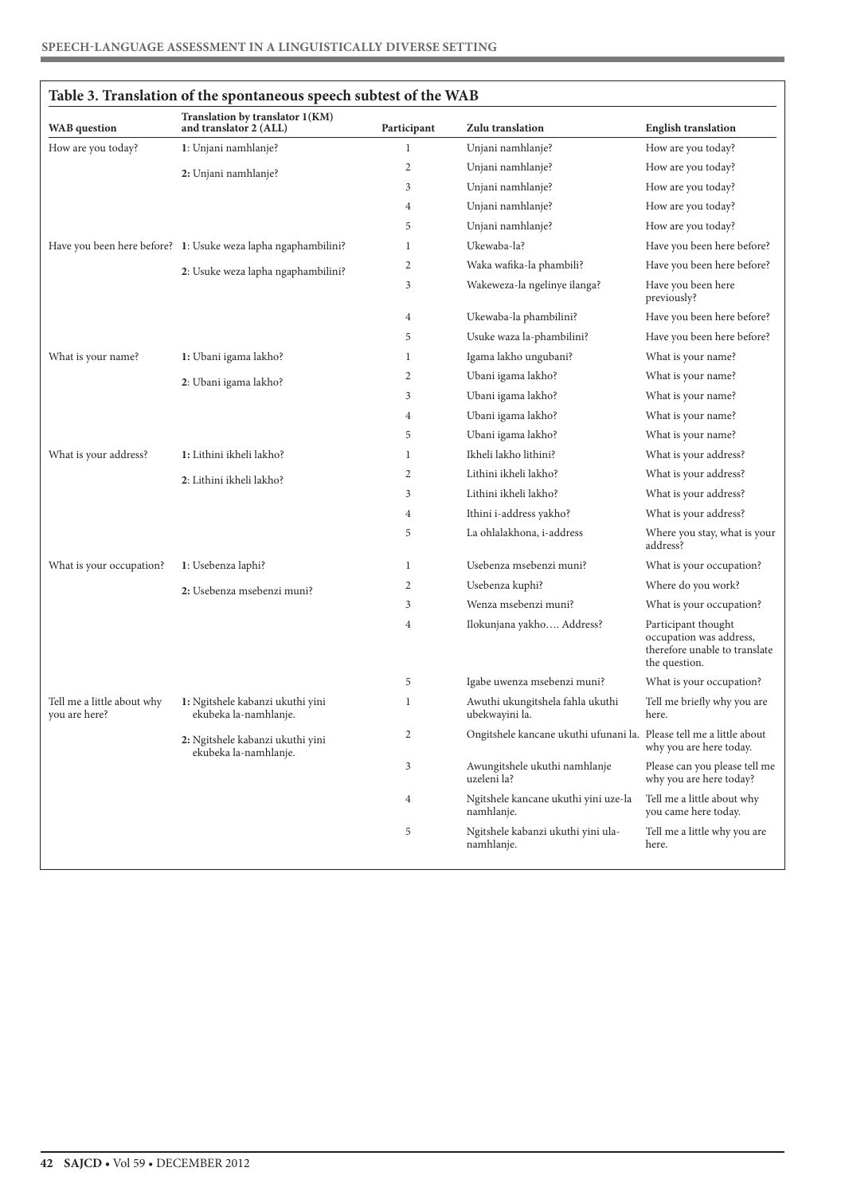## Table 3. Translation of the spontaneous speech subtest of the WAB

| WAB question | Translation by translator 1(KM) and translator 2 (ALL) | Participant | Zulu translation | English translation |
|---|---|---|---|---|
| How are you today? | **1**: Unjani namhlanje? | 1 | Unjani namhlanje? | How are you today? |
| | **2:** Unjani namhlanje? | 2 | Unjani namhlanje? | How are you today? |
| | | 3 | Unjani namhlanje? | How are you today? |
| | | 4 | Unjani namhlanje? | How are you today? |
| | | 5 | Unjani namhlanje? | How are you today? |
| Have you been here before? | **1**: Usuke weza lapha ngaphambilini? | 1 | Ukewaba-la? | Have you been here before? |
| | **2**: Usuke weza lapha ngaphambilini? | 2 | Waka wafika-la phambili? | Have you been here before? |
| | | 3 | Wakeweza-la ngelinye ilanga? | Have you been here previously? |
| | | 4 | Ukewaba-la phambilini? | Have you been here before? |
| | | 5 | Usuke waza la-phambilini? | Have you been here before? |
| What is your name? | **1:** Ubani igama lakho? | 1 | Igama lakho ungubani? | What is your name? |
| | **2**: Ubani igama lakho? | 2 | Ubani igama lakho? | What is your name? |
| | | 3 | Ubani igama lakho? | What is your name? |
| | | 4 | Ubani igama lakho? | What is your name? |
| | | 5 | Ubani igama lakho? | What is your name? |
| What is your address? | **1:** Lithini ikheli lakho? | 1 | Ikheli lakho lithini? | What is your address? |
| | **2**: Lithini ikheli lakho? | 2 | Lithini ikheli lakho? | What is your address? |
| | | 3 | Lithini ikheli lakho? | What is your address? |
| | | 4 | Ithini i-address yakho? | What is your address? |
| | | 5 | La ohlalakhona, i-address | Where you stay, what is your address? |
| What is your occupation? | **1**: Usebenza laphi? | 1 | Usebenza msebenzi muni? | What is your occupation? |
| | **2:** Usebenza msebenzi muni? | 2 | Usebenza kuphi? | Where do you work? |
| | | 3 | Wenza msebenzi muni? | What is your occupation? |
| | | 4 | Ilokunjana yakho…. Address? | Participant thought occupation was address, therefore unable to translate the question. |
| | | 5 | Igabe uwenza msebenzi muni? | What is your occupation? |
| Tell me a little about why you are here? | **1:** Ngitshele kabanzi ukuthi yini ekubeka la-namhlanje. | 1 | Awuthi ukungitshela fahla ukuthi ubekwayini la. | Tell me briefly why you are here. |
| | **2:** Ngitshele kabanzi ukuthi yini ekubeka la-namhlanje. | 2 | Ongitshele kancane ukuthi ufunani la. | Please tell me a little about why you are here today. |
| | | 3 | Awungitshele ukuthi namhlanje uzeleni la? | Please can you please tell me why you are here today? |
| | | 4 | Ngitshele kancane ukuthi yini uze-la namhlanje. | Tell me a little about why you came here today. |
| | | 5 | Ngitshele kabanzi ukuthi yini ula-namhlanje. | Tell me a little why you are here. |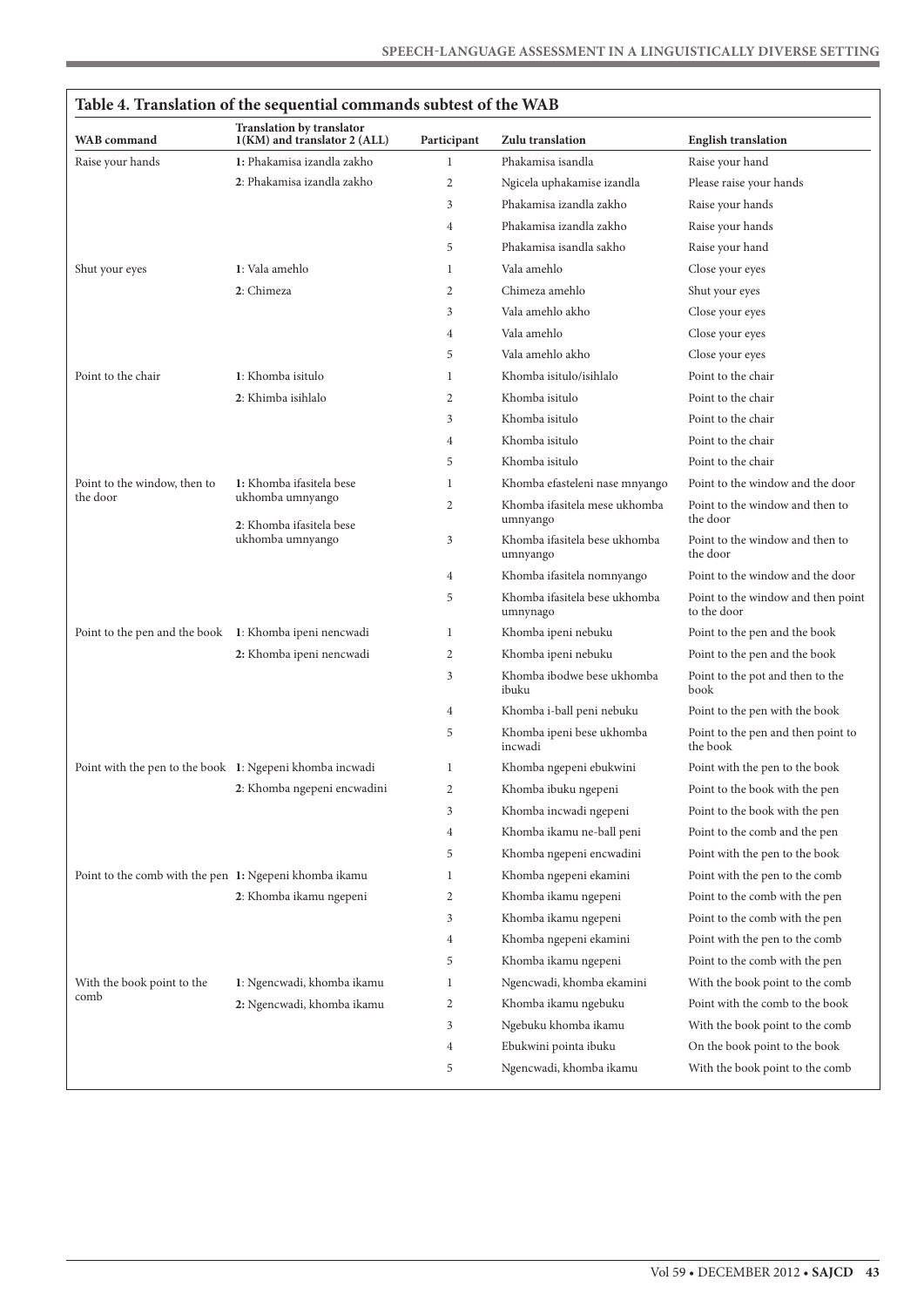## Table 4. Translation of the sequential commands subtest of the WAB

| WAB command | Translation by translator 1(KM) and translator 2 (ALL) | Participant | Zulu translation | English translation |
|---|---|---|---|---|
| Raise your hands | **1:** Phakamisa izandla zakho | 1 | Phakamisa isandla | Raise your hand |
| | **2**: Phakamisa izandla zakho | 2 | Ngicela uphakamise izandla | Please raise your hands |
| | | 3 | Phakamisa izandla zakho | Raise your hands |
| | | 4 | Phakamisa izandla zakho | Raise your hands |
| | | 5 | Phakamisa isandla sakho | Raise your hand |
| Shut your eyes | **1**: Vala amehlo | 1 | Vala amehlo | Close your eyes |
| | **2**: Chimeza | 2 | Chimeza amehlo | Shut your eyes |
| | | 3 | Vala amehlo akho | Close your eyes |
| | | 4 | Vala amehlo | Close your eyes |
| | | 5 | Vala amehlo akho | Close your eyes |
| Point to the chair | **1**: Khomba isitulo | 1 | Khomba isitulo/isihlalo | Point to the chair |
| | **2**: Khimba isihlalo | 2 | Khomba isitulo | Point to the chair |
| | | 3 | Khomba isitulo | Point to the chair |
| | | 4 | Khomba isitulo | Point to the chair |
| | | 5 | Khomba isitulo | Point to the chair |
| Point to the window, then to the door | **1:** Khomba ifasitela bese ukhomba umnyango | 1 | Khomba efasteleni nase mnyango | Point to the window and the door |
| | **2**: Khomba ifasitela bese ukhomba umnyango | 2 | Khomba ifasitela mese ukhomba umnyango | Point to the window and then to the door |
| | | 3 | Khomba ifasitela bese ukhomba umnyango | Point to the window and then to the door |
| | | 4 | Khomba ifasitela nomnyango | Point to the window and the door |
| | | 5 | Khomba ifasitela bese ukhomba umnynago | Point to the window and then point to the door |
| Point to the pen and the book | **1**: Khomba ipeni nencwadi | 1 | Khomba ipeni nebuku | Point to the pen and the book |
| | **2:** Khomba ipeni nencwadi | 2 | Khomba ipeni nebuku | Point to the pen and the book |
| | | 3 | Khomba ibodwe bese ukhomba ibuku | Point to the pot and then to the book |
| | | 4 | Khomba i-ball peni nebuku | Point to the pen with the book |
| | | 5 | Khomba ipeni bese ukhomba incwadi | Point to the pen and then point to the book |
| Point with the pen to the book | **1**: Ngepeni khomba incwadi | 1 | Khomba ngepeni ebukwini | Point with the pen to the book |
| | **2**: Khomba ngepeni encwadini | 2 | Khomba ibuku ngepeni | Point to the book with the pen |
| | | 3 | Khomba incwadi ngepeni | Point to the book with the pen |
| | | 4 | Khomba ikamu ne-ball peni | Point to the comb and the pen |
| | | 5 | Khomba ngepeni encwadini | Point with the pen to the book |
| Point to the comb with the pen | **1**: Ngepeni khomba ikamu | 1 | Khomba ngepeni ekamini | Point with the pen to the comb |
| | **2**: Khomba ikamu ngepeni | 2 | Khomba ikamu ngepeni | Point to the comb with the pen |
| | | 3 | Khomba ikamu ngepeni | Point to the comb with the pen |
| | | 4 | Khomba ngepeni ekamini | Point with the pen to the comb |
| | | 5 | Khomba ikamu ngepeni | Point to the comb with the pen |
| With the book point to the comb | **1**: Ngencwadi, khomba ikamu | 1 | Ngencwadi, khomba ekamini | With the book point to the comb |
| | **2:** Ngencwadi, khomba ikamu | 2 | Khomba ikamu ngebuku | Point with the comb to the book |
| | | 3 | Ngebuku khomba ikamu | With the book point to the comb |
| | | 4 | Ebukwini pointa ibuku | On the book point to the book |
| | | 5 | Ngencwadi, khomba ikamu | With the book point to the comb |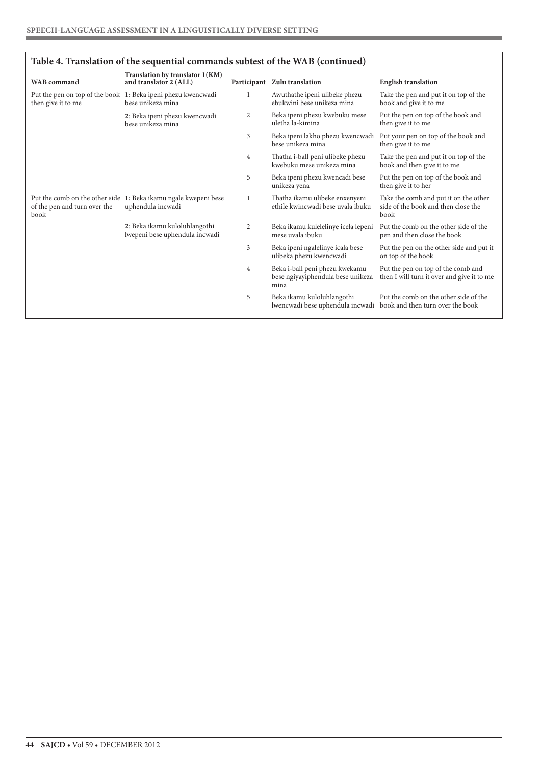## Table 4. Translation of the sequential commands subtest of the WAB (continued)

| WAB command | Translation by translator 1(KM) and translator 2 (ALL) | Participant | Zulu translation | English translation |
|---|---|---|---|---|
| Put the pen on top of the book then give it to me | **1:** Beka ipeni phezu kwencwadi bese unikeza mina | 1 | Awuthathe ipeni ulibeke phezu ebukwini bese unikeza mina | Take the pen and put it on top of the book and give it to me |
| | **2**: Beka ipeni phezu kwencwadi bese unikeza mina | 2 | Beka ipeni phezu kwebuku mese uletha la-kimina | Put the pen on top of the book and then give it to me |
| | | 3 | Beka ipeni lakho phezu kwencwadi bese unikeza mina | Put your pen on top of the book and then give it to me |
| | | 4 | Thatha i-ball peni ulibeke phezu kwebuku mese unikeza mina | Take the pen and put it on top of the book and then give it to me |
| | | 5 | Beka ipeni phezu kwencadi bese unikeza yena | Put the pen on top of the book and then give it to her |
| Put the comb on the other side of the pen and turn over the book | **1:** Beka ikamu ngale kwepeni bese uphendula incwadi | 1 | Thatha ikamu ulibeke enxenyeni ethile kwincwadi bese uvala ibuku | Take the comb and put it on the other side of the book and then close the book |
| | **2**: Beka ikamu kuloluhlangothi lwepeni bese uphendula incwadi | 2 | Beka ikamu kulelelinye icela lepeni mese uvala ibuku | Put the comb on the other side of the pen and then close the book |
| | | 3 | Beka ipeni ngalelinye icala bese ulibeka phezu kwencwadi | Put the pen on the other side and put it on top of the book |
| | | 4 | Beka i-ball peni phezu kwekamu bese ngiyayiphendula bese unikeza mina | Put the pen on top of the comb and then I will turn it over and give it to me |
| | | 5 | Beka ikamu kuloluhlangothi lwencwadi bese uphendula incwadi | Put the comb on the other side of the book and then turn over the book |